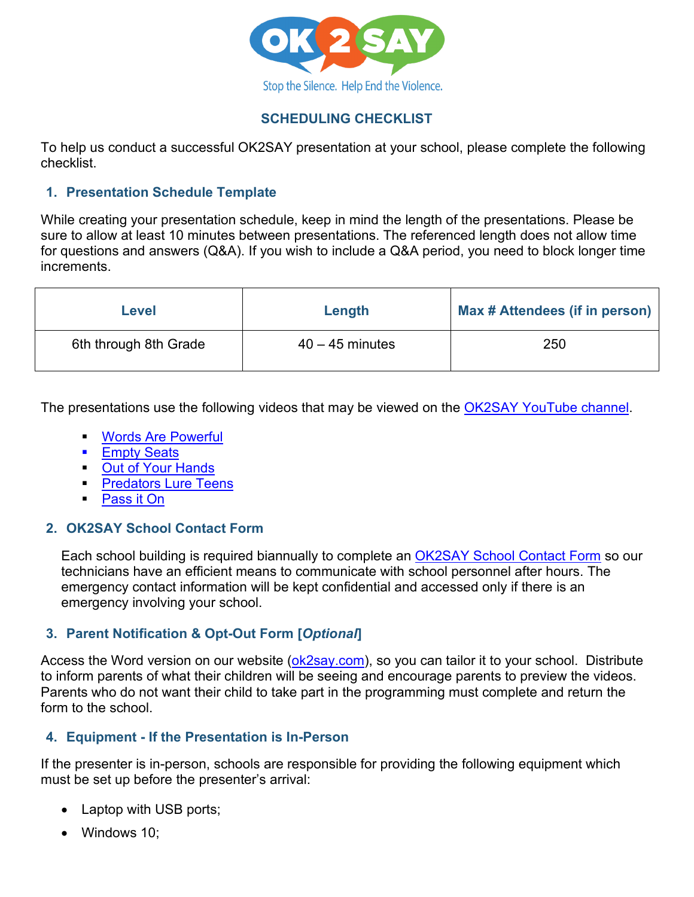OK2SAY

Stop the Silence. Help End the Violence.

# SCHEDULING CHECKLIST

To help us conduct a successful OK2SAY presentation at your school, please complete the following checklist.

## 1. Presentation Schedule Template

While creating your presentation schedule, keep in mind the length of the presentations. Please be sure to allow at least 10 minutes between presentations. The referenced length does not allow time for questions and answers (Q&A). If you wish to include a Q&A period, you need to block longer time increments.

| Level | Length | Max # Attendees (if in person) |
|---|---|---|
| 6th through 8th Grade | 40 – 45 minutes | 250 |

The presentations use the following videos that may be viewed on the OK2SAY YouTube channel.

- Words Are Powerful
- Empty Seats
- Out of Your Hands
- Predators Lure Teens
- Pass it On

## 2. OK2SAY School Contact Form

Each school building is required biannually to complete an OK2SAY School Contact Form so our technicians have an efficient means to communicate with school personnel after hours. The emergency contact information will be kept confidential and accessed only if there is an emergency involving your school.

## 3. Parent Notification & Opt-Out Form [*Optional*]

Access the Word version on our website (ok2say.com), so you can tailor it to your school. Distribute to inform parents of what their children will be seeing and encourage parents to preview the videos. Parents who do not want their child to take part in the programming must complete and return the form to the school.

## 4. Equipment - If the Presentation is In-Person

If the presenter is in-person, schools are responsible for providing the following equipment which must be set up before the presenter's arrival:

- Laptop with USB ports;
- Windows 10;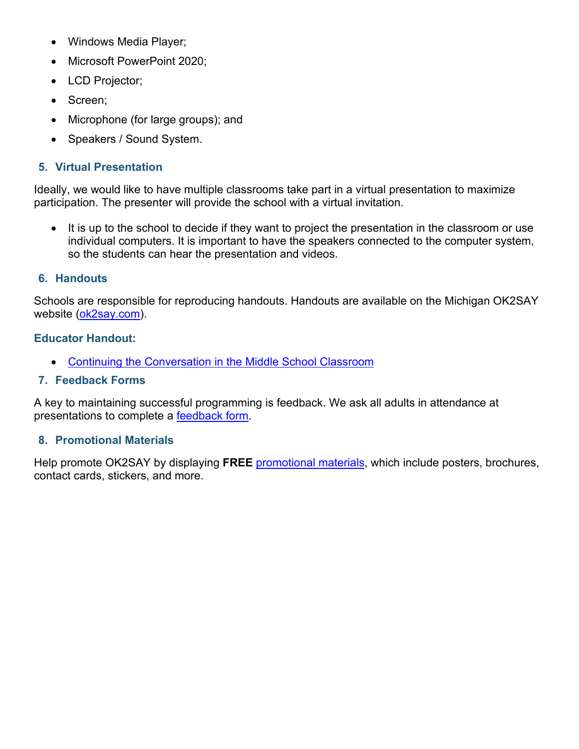- Windows Media Player;
- Microsoft PowerPoint 2020;
- LCD Projector;
- Screen;
- Microphone (for large groups); and
- Speakers / Sound System.

### 5. Virtual Presentation

Ideally, we would like to have multiple classrooms take part in a virtual presentation to maximize participation. The presenter will provide the school with a virtual invitation.

- It is up to the school to decide if they want to project the presentation in the classroom or use individual computers. It is important to have the speakers connected to the computer system, so the students can hear the presentation and videos.

### 6. Handouts

Schools are responsible for reproducing handouts. Handouts are available on the Michigan OK2SAY website (ok2say.com).

#### Educator Handout:

- Continuing the Conversation in the Middle School Classroom

### 7. Feedback Forms

A key to maintaining successful programming is feedback. We ask all adults in attendance at presentations to complete a feedback form.

### 8. Promotional Materials

Help promote OK2SAY by displaying **FREE** promotional materials, which include posters, brochures, contact cards, stickers, and more.